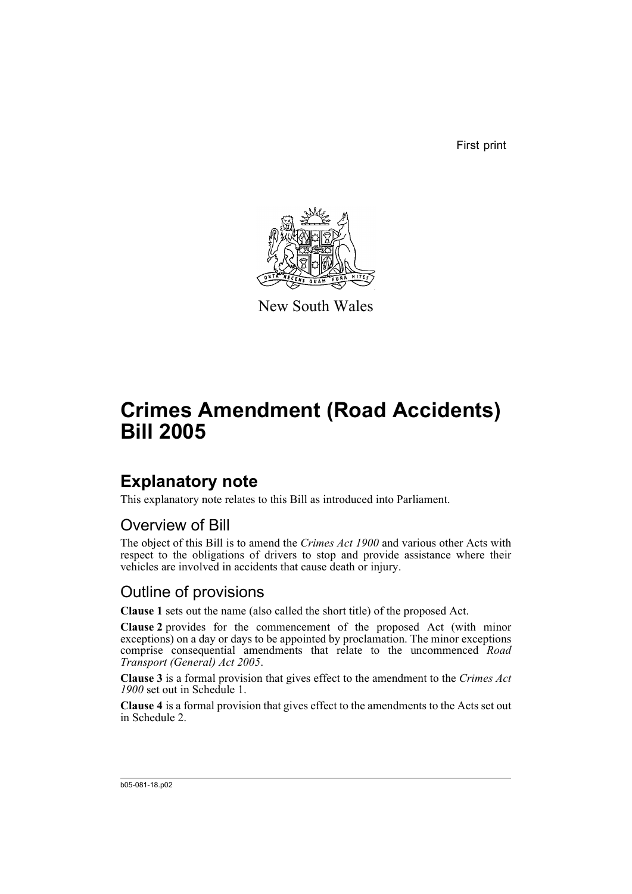First print

New South Wales

# Crimes Amendment (Road Accidents) Bill 2005

## Explanatory note

This explanatory note relates to this Bill as introduced into Parliament.

### Overview of Bill

The object of this Bill is to amend the *Crimes Act 1900* and various other Acts with respect to the obligations of drivers to stop and provide assistance where their vehicles are involved in accidents that cause death or injury.

### Outline of provisions

**Clause 1** sets out the name (also called the short title) of the proposed Act.

**Clause 2** provides for the commencement of the proposed Act (with minor exceptions) on a day or days to be appointed by proclamation. The minor exceptions comprise consequential amendments that relate to the uncommenced *Road Transport (General) Act 2005*.

**Clause 3** is a formal provision that gives effect to the amendment to the *Crimes Act 1900* set out in Schedule 1.

**Clause 4** is a formal provision that gives effect to the amendments to the Acts set out in Schedule 2.

b05-081-18.p02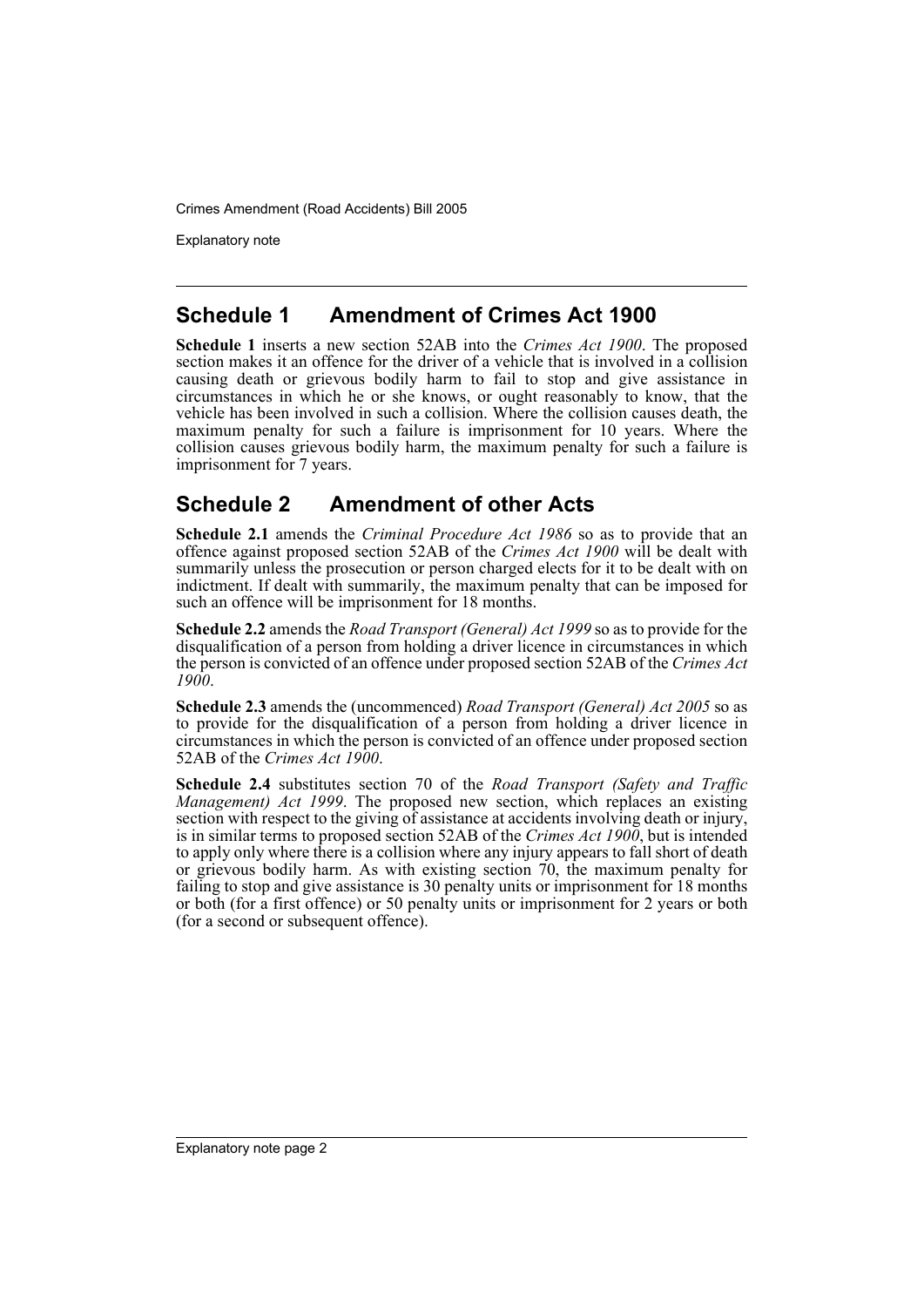## Schedule 1 Amendment of Crimes Act 1900

**Schedule 1** inserts a new section 52AB into the *Crimes Act 1900*. The proposed section makes it an offence for the driver of a vehicle that is involved in a collision causing death or grievous bodily harm to fail to stop and give assistance in circumstances in which he or she knows, or ought reasonably to know, that the vehicle has been involved in such a collision. Where the collision causes death, the maximum penalty for such a failure is imprisonment for 10 years. Where the collision causes grievous bodily harm, the maximum penalty for such a failure is imprisonment for 7 years.

## Schedule 2 Amendment of other Acts

**Schedule 2.1** amends the *Criminal Procedure Act 1986* so as to provide that an offence against proposed section 52AB of the *Crimes Act 1900* will be dealt with summarily unless the prosecution or person charged elects for it to be dealt with on indictment. If dealt with summarily, the maximum penalty that can be imposed for such an offence will be imprisonment for 18 months.

**Schedule 2.2** amends the *Road Transport (General) Act 1999* so as to provide for the disqualification of a person from holding a driver licence in circumstances in which the person is convicted of an offence under proposed section 52AB of the *Crimes Act 1900*.

**Schedule 2.3** amends the (uncommenced) *Road Transport (General) Act 2005* so as to provide for the disqualification of a person from holding a driver licence in circumstances in which the person is convicted of an offence under proposed section 52AB of the *Crimes Act 1900*.

**Schedule 2.4** substitutes section 70 of the *Road Transport (Safety and Traffic Management) Act 1999*. The proposed new section, which replaces an existing section with respect to the giving of assistance at accidents involving death or injury, is in similar terms to proposed section 52AB of the *Crimes Act 1900*, but is intended to apply only where there is a collision where any injury appears to fall short of death or grievous bodily harm. As with existing section 70, the maximum penalty for failing to stop and give assistance is 30 penalty units or imprisonment for 18 months or both (for a first offence) or 50 penalty units or imprisonment for 2 years or both (for a second or subsequent offence).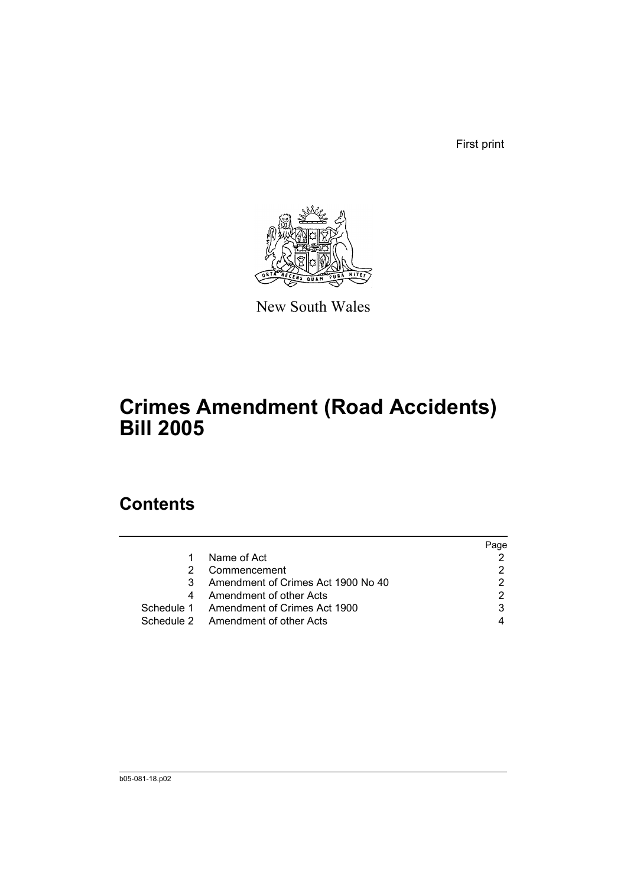First print

New South Wales

# Crimes Amendment (Road Accidents) Bill 2005

## Contents

| | | Page |
|---|---|---|
| 1 | Name of Act | 2 |
| 2 | Commencement | 2 |
| 3 | Amendment of Crimes Act 1900 No 40 | 2 |
| 4 | Amendment of other Acts | 2 |
| Schedule 1 | Amendment of Crimes Act 1900 | 3 |
| Schedule 2 | Amendment of other Acts | 4 |

b05-081-18.p02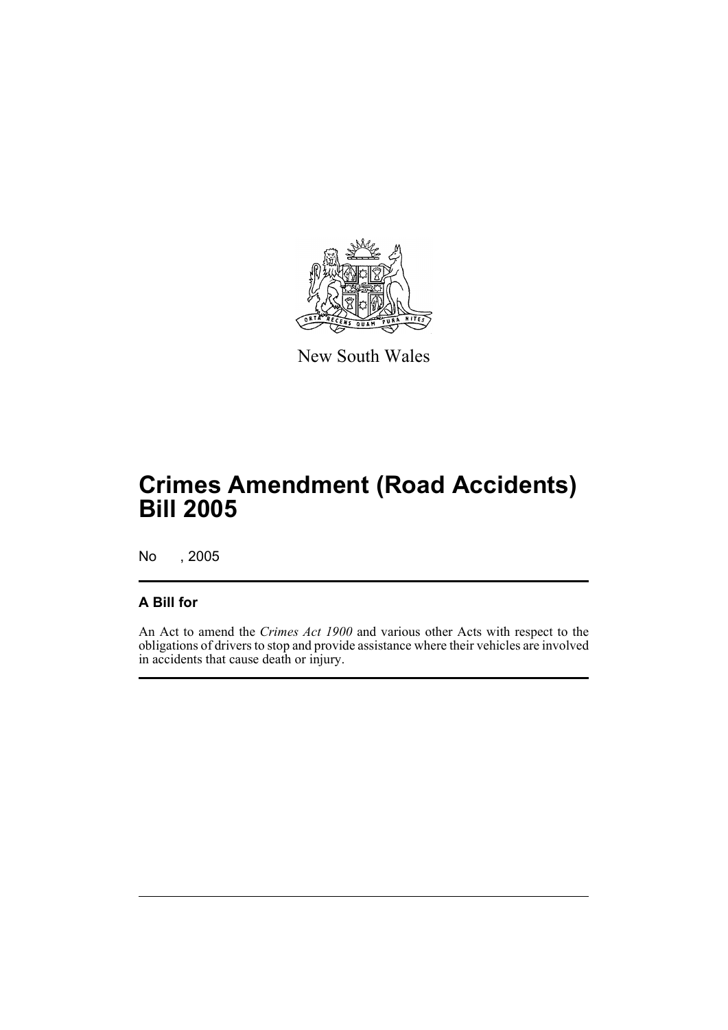New South Wales

# Crimes Amendment (Road Accidents) Bill 2005

No , 2005

### A Bill for

An Act to amend the *Crimes Act 1900* and various other Acts with respect to the obligations of drivers to stop and provide assistance where their vehicles are involved in accidents that cause death or injury.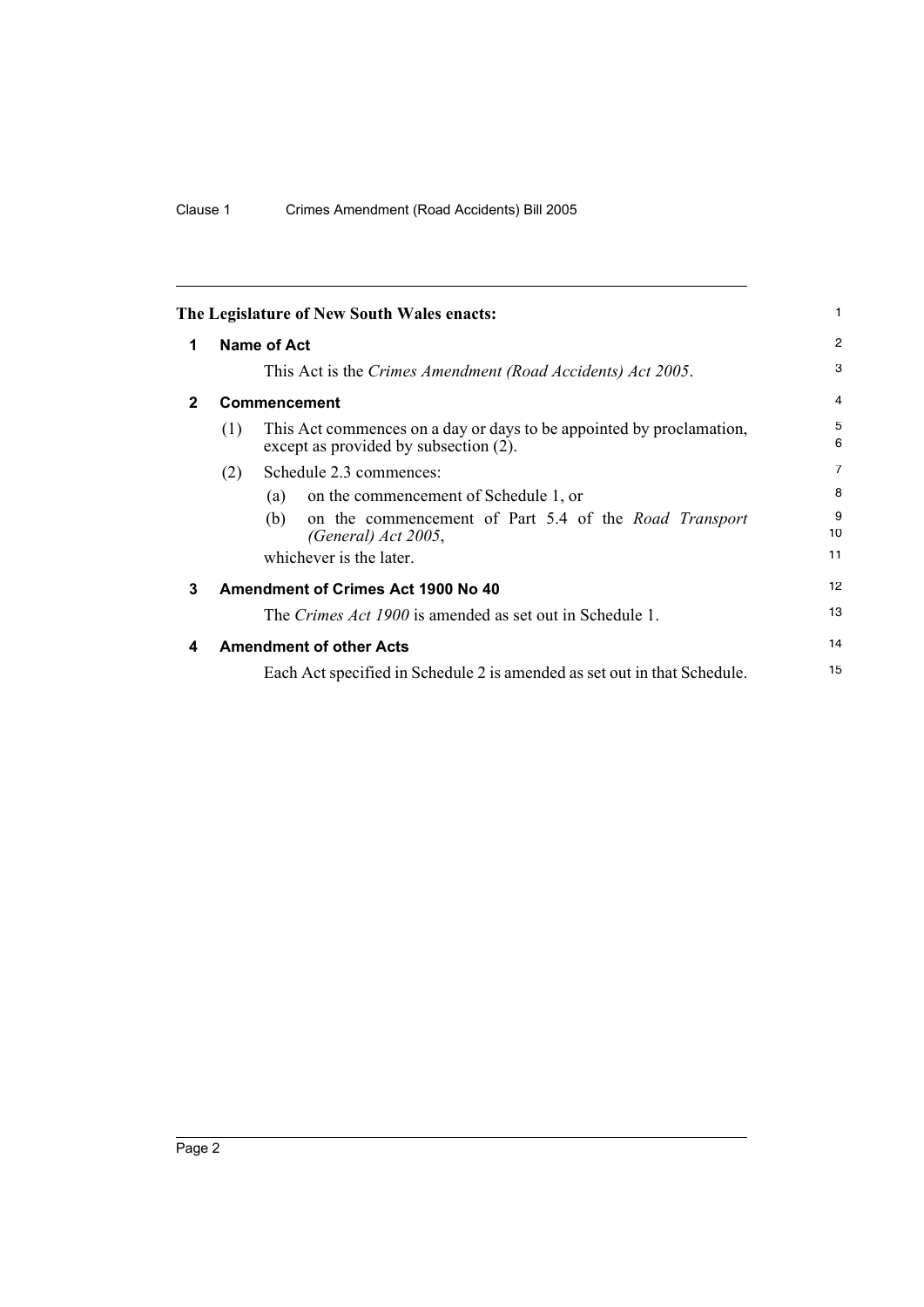**The Legislature of New South Wales enacts:**

## 1 Name of Act

This Act is the *Crimes Amendment (Road Accidents) Act 2005*.

## 2 Commencement

(1) This Act commences on a day or days to be appointed by proclamation, except as provided by subsection (2).

(2) Schedule 2.3 commences:

(a) on the commencement of Schedule 1, or

(b) on the commencement of Part 5.4 of the *Road Transport (General) Act 2005*,

whichever is the later.

## 3 Amendment of Crimes Act 1900 No 40

The *Crimes Act 1900* is amended as set out in Schedule 1.

## 4 Amendment of other Acts

Each Act specified in Schedule 2 is amended as set out in that Schedule.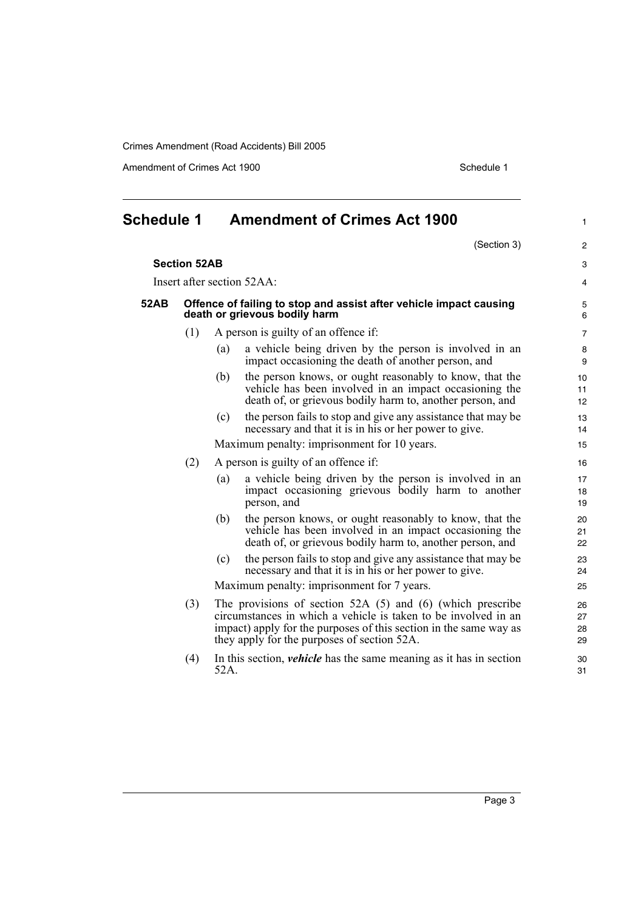# Schedule 1 Amendment of Crimes Act 1900

(Section 3)

**Section 52AB**

Insert after section 52AA:

### 52AB Offence of failing to stop and assist after vehicle impact causing death or grievous bodily harm

(1) A person is guilty of an offence if:

(a) a vehicle being driven by the person is involved in an impact occasioning the death of another person, and

(b) the person knows, or ought reasonably to know, that the vehicle has been involved in an impact occasioning the death of, or grievous bodily harm to, another person, and

(c) the person fails to stop and give any assistance that may be necessary and that it is in his or her power to give.

Maximum penalty: imprisonment for 10 years.

(2) A person is guilty of an offence if:

(a) a vehicle being driven by the person is involved in an impact occasioning grievous bodily harm to another person, and

(b) the person knows, or ought reasonably to know, that the vehicle has been involved in an impact occasioning the death of, or grievous bodily harm to, another person, and

(c) the person fails to stop and give any assistance that may be necessary and that it is in his or her power to give.

Maximum penalty: imprisonment for 7 years.

(3) The provisions of section 52A (5) and (6) (which prescribe circumstances in which a vehicle is taken to be involved in an impact) apply for the purposes of this section in the same way as they apply for the purposes of section 52A.

(4) In this section, ***vehicle*** has the same meaning as it has in section 52A.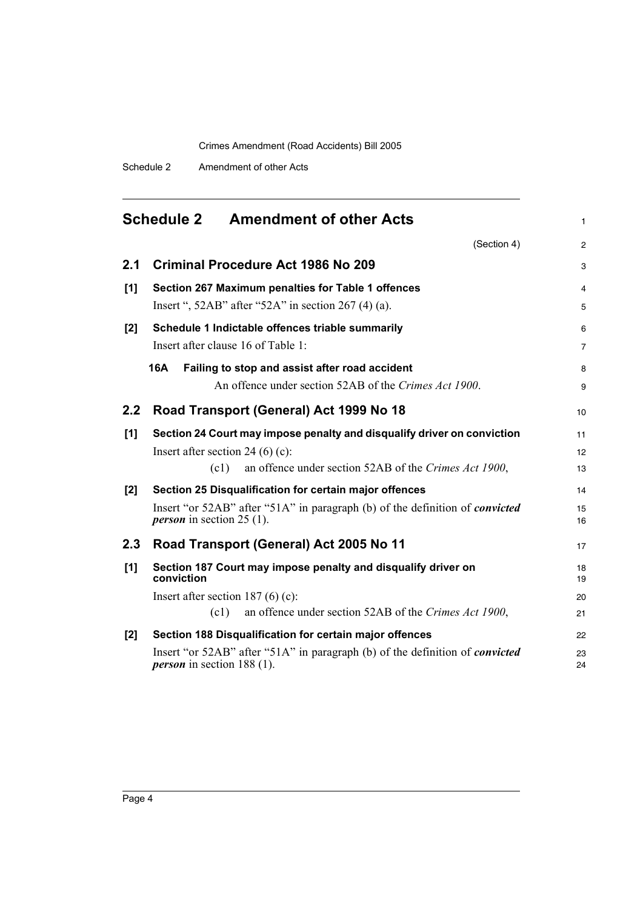## Schedule 2 Amendment of other Acts

(Section 4)

### 2.1 Criminal Procedure Act 1986 No 209

**[1] Section 267 Maximum penalties for Table 1 offences**

Insert ", 52AB" after "52A" in section 267 (4) (a).

**[2] Schedule 1 Indictable offences triable summarily**

Insert after clause 16 of Table 1:

**16A Failing to stop and assist after road accident**

An offence under section 52AB of the *Crimes Act 1900*.

### 2.2 Road Transport (General) Act 1999 No 18

**[1] Section 24 Court may impose penalty and disqualify driver on conviction**

Insert after section 24 (6) (c):

(c1) an offence under section 52AB of the *Crimes Act 1900*,

**[2] Section 25 Disqualification for certain major offences**

Insert "or 52AB" after "51A" in paragraph (b) of the definition of ***convicted person*** in section 25 (1).

### 2.3 Road Transport (General) Act 2005 No 11

**[1] Section 187 Court may impose penalty and disqualify driver on conviction**

Insert after section 187 (6) (c):

(c1) an offence under section 52AB of the *Crimes Act 1900*,

**[2] Section 188 Disqualification for certain major offences**

Insert "or 52AB" after "51A" in paragraph (b) of the definition of ***convicted person*** in section 188 (1).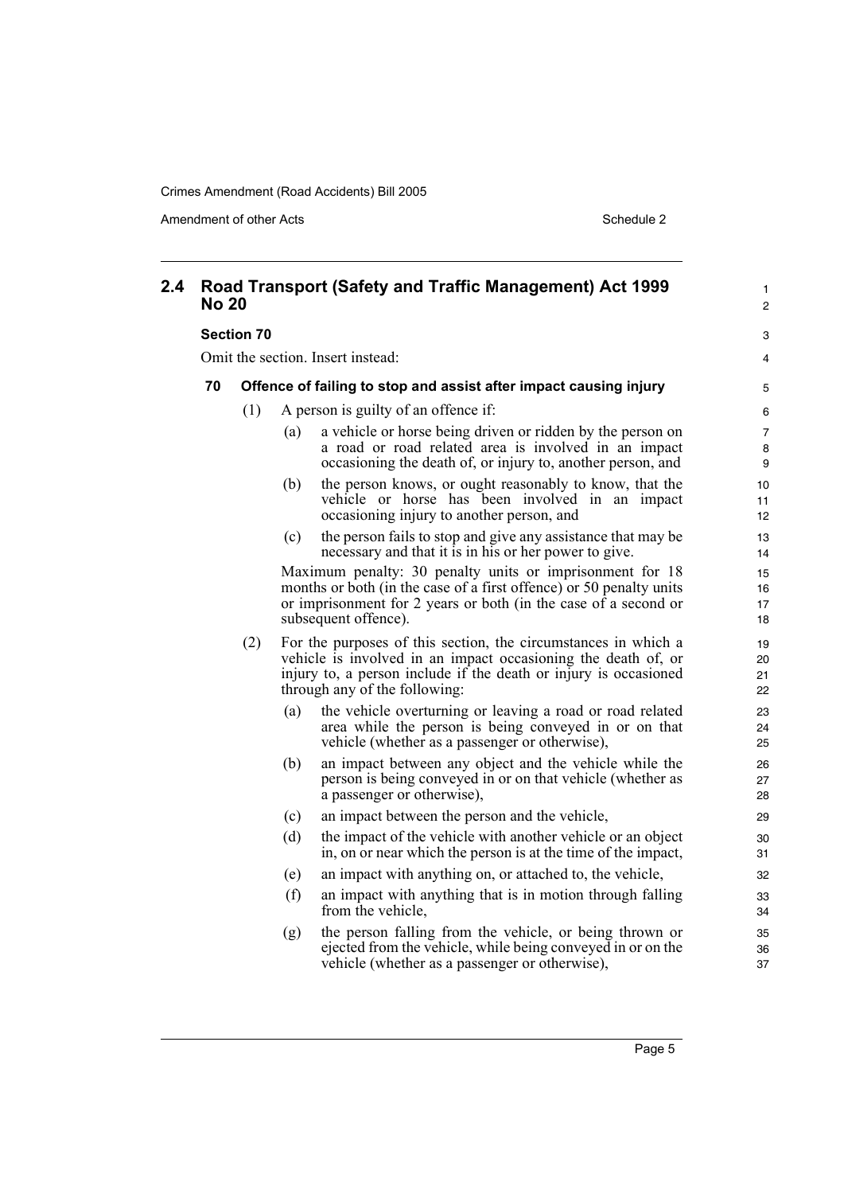## 2.4 Road Transport (Safety and Traffic Management) Act 1999 No 20

**Section 70**

Omit the section. Insert instead:

### 70 Offence of failing to stop and assist after impact causing injury

(1) A person is guilty of an offence if:

(a) a vehicle or horse being driven or ridden by the person on a road or road related area is involved in an impact occasioning the death of, or injury to, another person, and

(b) the person knows, or ought reasonably to know, that the vehicle or horse has been involved in an impact occasioning injury to another person, and

(c) the person fails to stop and give any assistance that may be necessary and that it is in his or her power to give.

Maximum penalty: 30 penalty units or imprisonment for 18 months or both (in the case of a first offence) or 50 penalty units or imprisonment for 2 years or both (in the case of a second or subsequent offence).

(2) For the purposes of this section, the circumstances in which a vehicle is involved in an impact occasioning the death of, or injury to, a person include if the death or injury is occasioned through any of the following:

(a) the vehicle overturning or leaving a road or road related area while the person is being conveyed in or on that vehicle (whether as a passenger or otherwise),

(b) an impact between any object and the vehicle while the person is being conveyed in or on that vehicle (whether as a passenger or otherwise),

(c) an impact between the person and the vehicle,

(d) the impact of the vehicle with another vehicle or an object in, on or near which the person is at the time of the impact,

(e) an impact with anything on, or attached to, the vehicle,

(f) an impact with anything that is in motion through falling from the vehicle,

(g) the person falling from the vehicle, or being thrown or ejected from the vehicle, while being conveyed in or on the vehicle (whether as a passenger or otherwise),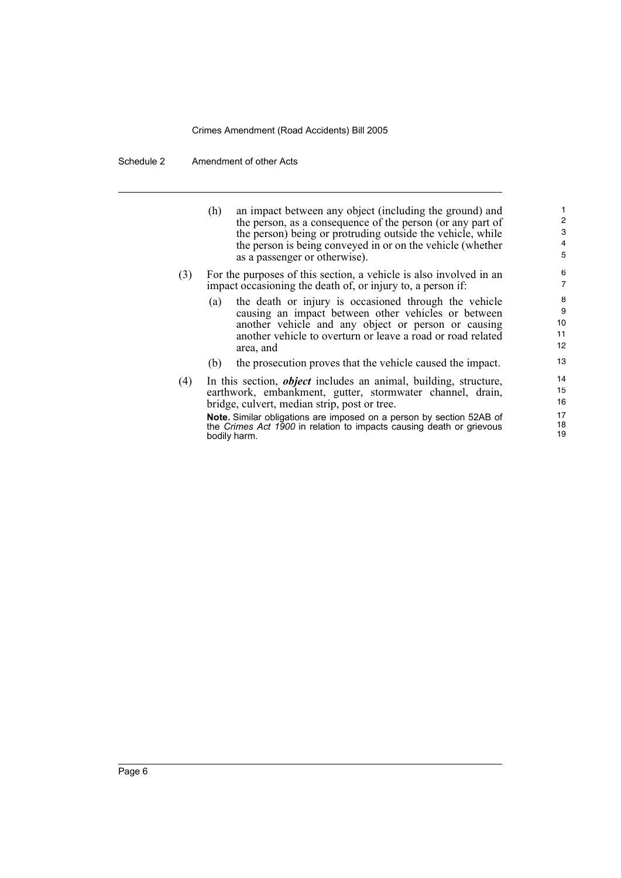(h) an impact between any object (including the ground) and the person, as a consequence of the person (or any part of the person) being or protruding outside the vehicle, while the person is being conveyed in or on the vehicle (whether as a passenger or otherwise).

(3) For the purposes of this section, a vehicle is also involved in an impact occasioning the death of, or injury to, a person if:

(a) the death or injury is occasioned through the vehicle causing an impact between other vehicles or between another vehicle and any object or person or causing another vehicle to overturn or leave a road or road related area, and

(b) the prosecution proves that the vehicle caused the impact.

(4) In this section, ***object*** includes an animal, building, structure, earthwork, embankment, gutter, stormwater channel, drain, bridge, culvert, median strip, post or tree.

**Note.** Similar obligations are imposed on a person by section 52AB of the *Crimes Act 1900* in relation to impacts causing death or grievous bodily harm.